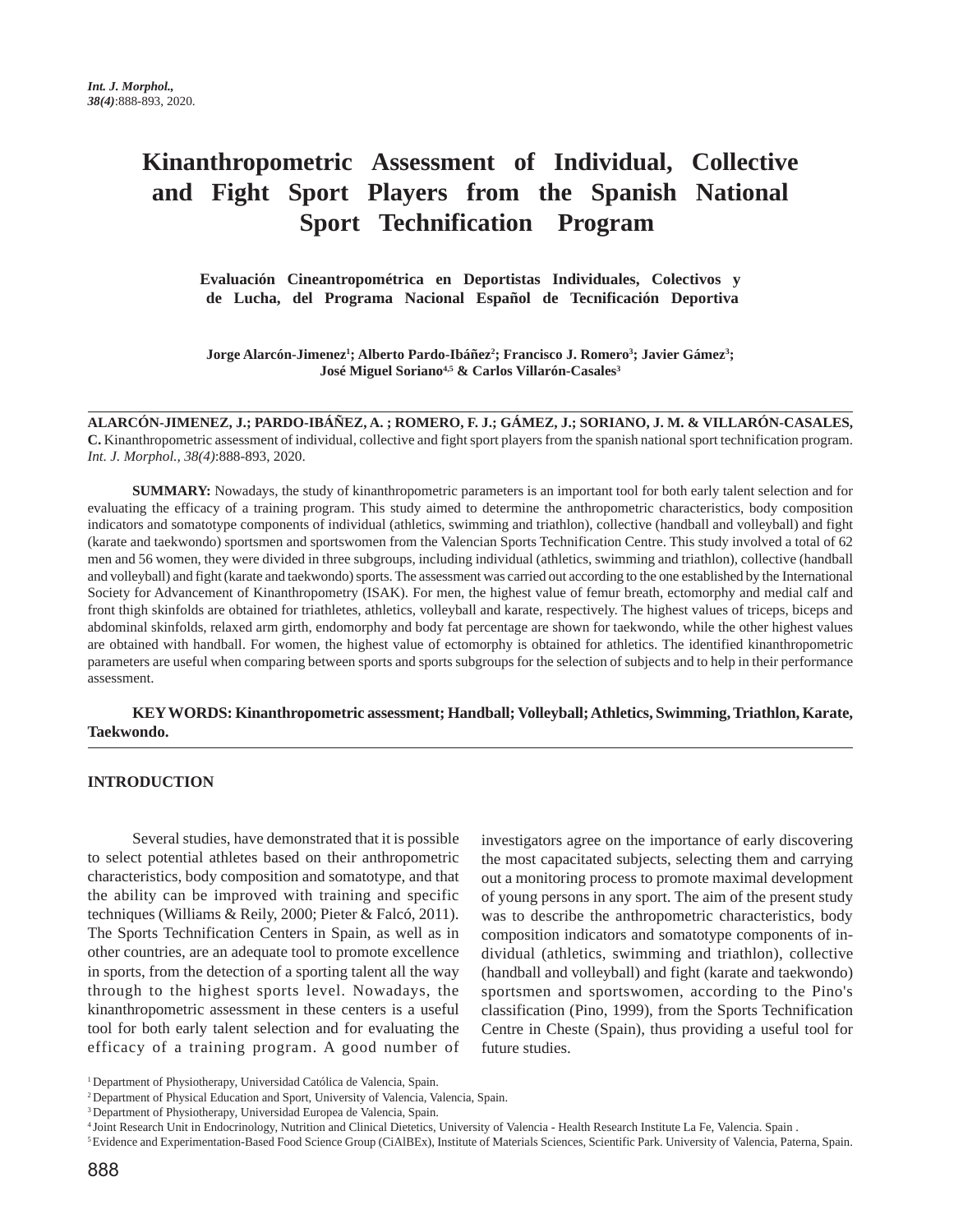# Kinanthropometric Assessment of Individual, Collective and Fight Sport Players from the Spanish National Sport Technification Program

**Evaluación Cineantropométrica en Deportistas Individuales, Colectivos y de Lucha, del Programa Nacional Español de Tecnificación Deportiva**

**Jorge Alarcón-Jimenez[1]; Alberto Pardo-Ibáñez[2]; Francisco J. Romero[3]; Javier Gámez[3]; José Miguel Soriano[4,5] & Carlos Villarón-Casales[3]**

**ALARCÓN-JIMENEZ, J.; PARDO-IBÁÑEZ, A. ; ROMERO, F. J.; GÁMEZ, J.; SORIANO, J. M. & VILLARÓN-CASALES, C.** Kinanthropometric assessment of individual, collective and fight sport players from the spanish national sport technification program. *Int. J. Morphol., 38(4)*:888-893, 2020.

**SUMMARY:** Nowadays, the study of kinanthropometric parameters is an important tool for both early talent selection and for evaluating the efficacy of a training program. This study aimed to determine the anthropometric characteristics, body composition indicators and somatotype components of individual (athletics, swimming and triathlon), collective (handball and volleyball) and fight (karate and taekwondo) sportsmen and sportswomen from the Valencian Sports Technification Centre. This study involved a total of 62 men and 56 women, they were divided in three subgroups, including individual (athletics, swimming and triathlon), collective (handball and volleyball) and fight (karate and taekwondo) sports. The assessment was carried out according to the one established by the International Society for Advancement of Kinanthropometry (ISAK). For men, the highest value of femur breath, ectomorphy and medial calf and front thigh skinfolds are obtained for triathletes, athletics, volleyball and karate, respectively. The highest values of triceps, biceps and abdominal skinfolds, relaxed arm girth, endomorphy and body fat percentage are shown for taekwondo, while the other highest values are obtained with handball. For women, the highest value of ectomorphy is obtained for athletics. The identified kinanthropometric parameters are useful when comparing between sports and sports subgroups for the selection of subjects and to help in their performance assessment.

**KEY WORDS: Kinanthropometric assessment; Handball; Volleyball; Athletics, Swimming, Triathlon, Karate, Taekwondo.**

## INTRODUCTION

Several studies, have demonstrated that it is possible to select potential athletes based on their anthropometric characteristics, body composition and somatotype, and that the ability can be improved with training and specific techniques (Williams & Reily, 2000; Pieter & Falcó, 2011). The Sports Technification Centers in Spain, as well as in other countries, are an adequate tool to promote excellence in sports, from the detection of a sporting talent all the way through to the highest sports level. Nowadays, the kinanthropometric assessment in these centers is a useful tool for both early talent selection and for evaluating the efficacy of a training program. A good number of investigators agree on the importance of early discovering the most capacitated subjects, selecting them and carrying out a monitoring process to promote maximal development of young persons in any sport. The aim of the present study was to describe the anthropometric characteristics, body composition indicators and somatotype components of individual (athletics, swimming and triathlon), collective (handball and volleyball) and fight (karate and taekwondo) sportsmen and sportswomen, according to the Pino's classification (Pino, 1999), from the Sports Technification Centre in Cheste (Spain), thus providing a useful tool for future studies.

[1] Department of Physiotherapy, Universidad Católica de Valencia, Spain.
[2] Department of Physical Education and Sport, University of Valencia, Valencia, Spain.
[3] Department of Physiotherapy, Universidad Europea de Valencia, Spain.
[4] Joint Research Unit in Endocrinology, Nutrition and Clinical Dietetics, University of Valencia - Health Research Institute La Fe, Valencia. Spain .
[5] Evidence and Experimentation-Based Food Science Group (CiAlBEx), Institute of Materials Sciences, Scientific Park. University of Valencia, Paterna, Spain.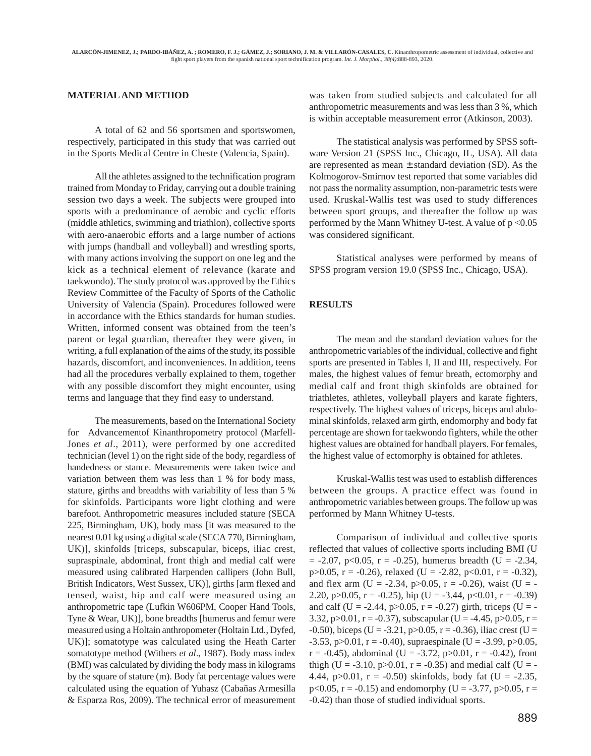## MATERIAL AND METHOD

A total of 62 and 56 sportsmen and sportswomen, respectively, participated in this study that was carried out in the Sports Medical Centre in Cheste (Valencia, Spain).

All the athletes assigned to the technification program trained from Monday to Friday, carrying out a double training session two days a week. The subjects were grouped into sports with a predominance of aerobic and cyclic efforts (middle athletics, swimming and triathlon), collective sports with aero-anaerobic efforts and a large number of actions with jumps (handball and volleyball) and wrestling sports, with many actions involving the support on one leg and the kick as a technical element of relevance (karate and taekwondo). The study protocol was approved by the Ethics Review Committee of the Faculty of Sports of the Catholic University of Valencia (Spain). Procedures followed were in accordance with the Ethics standards for human studies. Written, informed consent was obtained from the teen's parent or legal guardian, thereafter they were given, in writing, a full explanation of the aims of the study, its possible hazards, discomfort, and inconveniences. In addition, teens had all the procedures verbally explained to them, together with any possible discomfort they might encounter, using terms and language that they find easy to understand.

The measurements, based on the International Society for Advancementof Kinanthropometry protocol (Marfell-Jones *et al*., 2011), were performed by one accredited technician (level 1) on the right side of the body, regardless of handedness or stance. Measurements were taken twice and variation between them was less than 1 % for body mass, stature, girths and breadths with variability of less than 5 % for skinfolds. Participants wore light clothing and were barefoot. Anthropometric measures included stature (SECA 225, Birmingham, UK), body mass [it was measured to the nearest 0.01 kg using a digital scale (SECA 770, Birmingham, UK)], skinfolds [triceps, subscapular, biceps, iliac crest, supraspinale, abdominal, front thigh and medial calf were measured using calibrated Harpenden callipers (John Bull, British Indicators, West Sussex, UK)], girths [arm flexed and tensed, waist, hip and calf were measured using an anthropometric tape (Lufkin W606PM, Cooper Hand Tools, Tyne & Wear, UK)], bone breadths [humerus and femur were measured using a Holtain anthropometer (Holtain Ltd., Dyfed, UK)]; somatotype was calculated using the Heath Carter somatotype method (Withers *et al*., 1987). Body mass index (BMI) was calculated by dividing the body mass in kilograms by the square of stature (m). Body fat percentage values were calculated using the equation of Yuhasz (Cabañas Armesilla & Esparza Ros, 2009). The technical error of measurement was taken from studied subjects and calculated for all anthropometric measurements and was less than 3 %, which is within acceptable measurement error (Atkinson, 2003).

The statistical analysis was performed by SPSS software Version 21 (SPSS Inc., Chicago, IL, USA). All data are represented as mean ± standard deviation (SD). As the Kolmogorov-Smirnov test reported that some variables did not pass the normality assumption, non-parametric tests were used. Kruskal-Wallis test was used to study differences between sport groups, and thereafter the follow up was performed by the Mann Whitney U-test. A value of $p < 0.05$ was considered significant.

Statistical analyses were performed by means of SPSS program version 19.0 (SPSS Inc., Chicago, USA).

## RESULTS

The mean and the standard deviation values for the anthropometric variables of the individual, collective and fight sports are presented in Tables I, II and III, respectively. For males, the highest values of femur breath, ectomorphy and medial calf and front thigh skinfolds are obtained for triathletes, athletes, volleyball players and karate fighters, respectively. The highest values of triceps, biceps and abdominal skinfolds, relaxed arm girth, endomorphy and body fat percentage are shown for taekwondo fighters, while the other highest values are obtained for handball players. For females, the highest value of ectomorphy is obtained for athletes.

Kruskal-Wallis test was used to establish differences between the groups. A practice effect was found in anthropometric variables between groups. The follow up was performed by Mann Whitney U-tests.

Comparison of individual and collective sports reflected that values of collective sports including BMI ($U = -2.07$, $p<0.05$, $r = -0.25$), humerus breadth ($U = -2.34$, $p>0.05$, $r = -0.26$), relaxed ($U = -2.82$, $p<0.01$, $r = -0.32$), and flex arm ($U = -2.34$, $p>0.05$, $r = -0.26$), waist ($U = -2.20$, $p>0.05$, $r = -0.25$), hip ($U = -3.44$, $p<0.01$, $r = -0.39$) and calf ($U = -2.44$, $p>0.05$, $r = -0.27$) girth, triceps ($U = -3.32$, $p>0.01$, $r = -0.37$), subscapular ($U = -4.45$, $p>0.05$, $r = -0.50$), biceps ($U = -3.21$, $p>0.05$, $r = -0.36$), iliac crest ($U = -3.53$, $p>0.01$, $r = -0.40$), supraespinale ($U = -3.99$, $p>0.05$, $r = -0.45$), abdominal ($U = -3.72$, $p>0.01$, $r = -0.42$), front thigh ($U = -3.10$, $p>0.01$, $r = -0.35$) and medial calf ($U = -4.44$, $p>0.01$, $r = -0.50$) skinfolds, body fat ($U = -2.35$, $p<0.05$, $r = -0.15$) and endomorphy ($U = -3.77$, $p>0.05$, $r = -0.42$) than those of studied individual sports.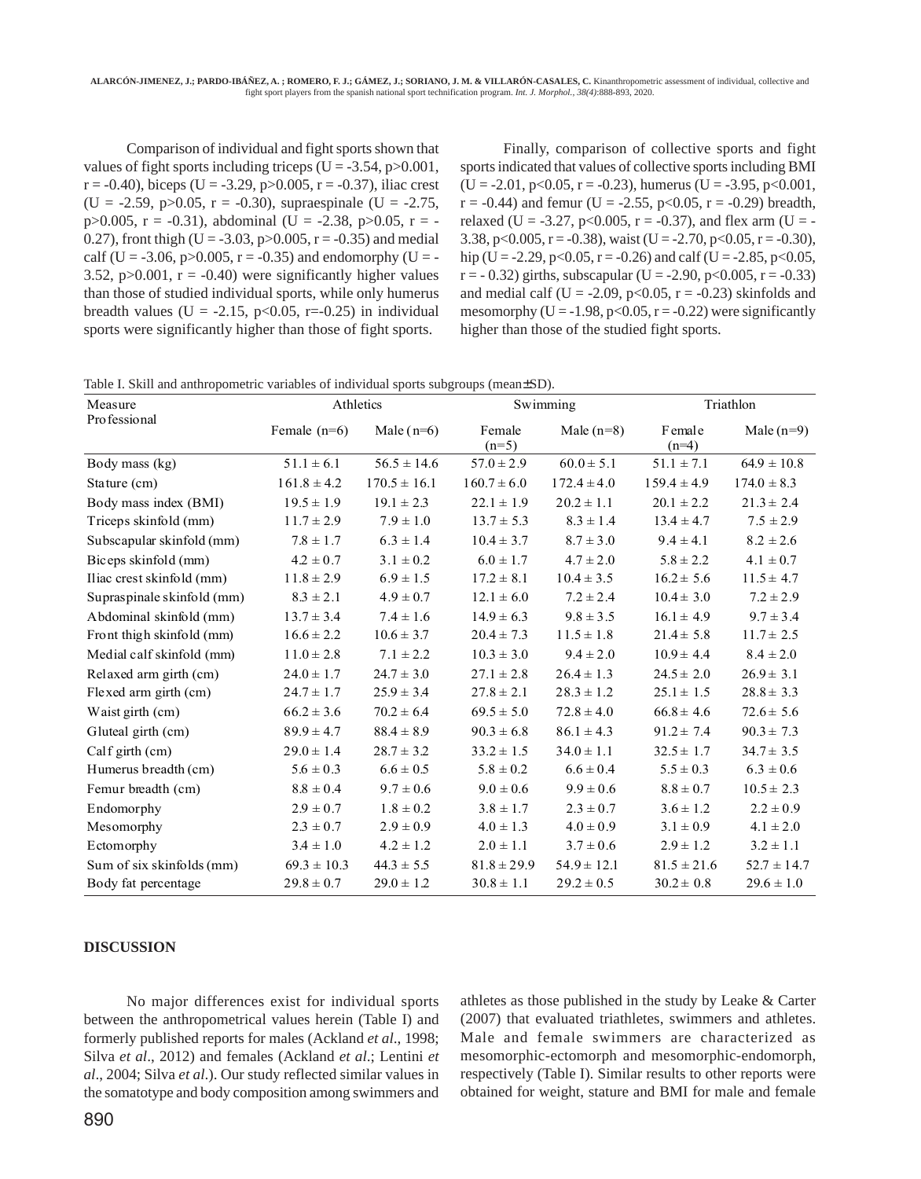Comparison of individual and fight sports shown that values of fight sports including triceps (U = -3.54, p>0.001, r = -0.40), biceps (U = -3.29, p>0.005, r = -0.37), iliac crest (U = -2.59, p>0.05, r = -0.30), supraespinale (U = -2.75, p>0.005, r = -0.31), abdominal (U = -2.38, p>0.05, r = -0.27), front thigh (U = -3.03, p>0.005, r = -0.35) and medial calf (U = -3.06, p>0.005, r = -0.35) and endomorphy (U = -3.52, p>0.001, r = -0.40) were significantly higher values than those of studied individual sports, while only humerus breadth values (U = -2.15, p<0.05, r=-0.25) in individual sports were significantly higher than those of fight sports.

Finally, comparison of collective sports and fight sports indicated that values of collective sports including BMI (U = -2.01, p<0.05, r = -0.23), humerus (U = -3.95, p<0.001, r = -0.44) and femur (U = -2.55, p<0.05, r = -0.29) breadth, relaxed (U = -3.27, p<0.005, r = -0.37), and flex arm (U = -3.38, p<0.005, r = -0.38), waist (U = -2.70, p<0.05, r = -0.30), hip (U = -2.29, p<0.05, r = -0.26) and calf (U = -2.85, p<0.05, r = - 0.32) girths, subscapular (U = -2.90, p<0.005, r = -0.33) and medial calf (U = -2.09, p<0.05, r = -0.23) skinfolds and mesomorphy (U = -1.98, p<0.05, r = -0.22) were significantly higher than those of the studied fight sports.

Table I. Skill and anthropometric variables of individual sports subgroups (mean±SD).

| Measure Professional | Athletics | | Swimming | | Triathlon | |
|---|---|---|---|---|---|---|
| | Female (n=6) | Male (n=6) | Female (n=5) | Male (n=8) | Female (n=4) | Male (n=9) |
| Body mass (kg) | 51.1 ± 6.1 | 56.5 ± 14.6 | 57.0 ± 2.9 | 60.0 ± 5.1 | 51.1 ± 7.1 | 64.9 ± 10.8 |
| Stature (cm) | 161.8 ± 4.2 | 170.5 ± 16.1 | 160.7 ± 6.0 | 172.4 ± 4.0 | 159.4 ± 4.9 | 174.0 ± 8.3 |
| Body mass index (BMI) | 19.5 ± 1.9 | 19.1 ± 2.3 | 22.1 ± 1.9 | 20.2 ± 1.1 | 20.1 ± 2.2 | 21.3 ± 2.4 |
| Triceps skinfold (mm) | 11.7 ± 2.9 | 7.9 ± 1.0 | 13.7 ± 5.3 | 8.3 ± 1.4 | 13.4 ± 4.7 | 7.5 ± 2.9 |
| Subscapular skinfold (mm) | 7.8 ± 1.7 | 6.3 ± 1.4 | 10.4 ± 3.7 | 8.7 ± 3.0 | 9.4 ± 4.1 | 8.2 ± 2.6 |
| Biceps skinfold (mm) | 4.2 ± 0.7 | 3.1 ± 0.2 | 6.0 ± 1.7 | 4.7 ± 2.0 | 5.8 ± 2.2 | 4.1 ± 0.7 |
| Iliac crest skinfold (mm) | 11.8 ± 2.9 | 6.9 ± 1.5 | 17.2 ± 8.1 | 10.4 ± 3.5 | 16.2 ± 5.6 | 11.5 ± 4.7 |
| Supraspinale skinfold (mm) | 8.3 ± 2.1 | 4.9 ± 0.7 | 12.1 ± 6.0 | 7.2 ± 2.4 | 10.4 ± 3.0 | 7.2 ± 2.9 |
| Abdominal skinfold (mm) | 13.7 ± 3.4 | 7.4 ± 1.6 | 14.9 ± 6.3 | 9.8 ± 3.5 | 16.1 ± 4.9 | 9.7 ± 3.4 |
| Front thigh skinfold (mm) | 16.6 ± 2.2 | 10.6 ± 3.7 | 20.4 ± 7.3 | 11.5 ± 1.8 | 21.4 ± 5.8 | 11.7 ± 2.5 |
| Medial calf skinfold (mm) | 11.0 ± 2.8 | 7.1 ± 2.2 | 10.3 ± 3.0 | 9.4 ± 2.0 | 10.9 ± 4.4 | 8.4 ± 2.0 |
| Relaxed arm girth (cm) | 24.0 ± 1.7 | 24.7 ± 3.0 | 27.1 ± 2.8 | 26.4 ± 1.3 | 24.5 ± 2.0 | 26.9 ± 3.1 |
| Flexed arm girth (cm) | 24.7 ± 1.7 | 25.9 ± 3.4 | 27.8 ± 2.1 | 28.3 ± 1.2 | 25.1 ± 1.5 | 28.8 ± 3.3 |
| Waist girth (cm) | 66.2 ± 3.6 | 70.2 ± 6.4 | 69.5 ± 5.0 | 72.8 ± 4.0 | 66.8 ± 4.6 | 72.6 ± 5.6 |
| Gluteal girth (cm) | 89.9 ± 4.7 | 88.4 ± 8.9 | 90.3 ± 6.8 | 86.1 ± 4.3 | 91.2 ± 7.4 | 90.3 ± 7.3 |
| Calf girth (cm) | 29.0 ± 1.4 | 28.7 ± 3.2 | 33.2 ± 1.5 | 34.0 ± 1.1 | 32.5 ± 1.7 | 34.7 ± 3.5 |
| Humerus breadth (cm) | 5.6 ± 0.3 | 6.6 ± 0.5 | 5.8 ± 0.2 | 6.6 ± 0.4 | 5.5 ± 0.3 | 6.3 ± 0.6 |
| Femur breadth (cm) | 8.8 ± 0.4 | 9.7 ± 0.6 | 9.0 ± 0.6 | 9.9 ± 0.6 | 8.8 ± 0.7 | 10.5 ± 2.3 |
| Endomorphy | 2.9 ± 0.7 | 1.8 ± 0.2 | 3.8 ± 1.7 | 2.3 ± 0.7 | 3.6 ± 1.2 | 2.2 ± 0.9 |
| Mesomorphy | 2.3 ± 0.7 | 2.9 ± 0.9 | 4.0 ± 1.3 | 4.0 ± 0.9 | 3.1 ± 0.9 | 4.1 ± 2.0 |
| Ectomorphy | 3.4 ± 1.0 | 4.2 ± 1.2 | 2.0 ± 1.1 | 3.7 ± 0.6 | 2.9 ± 1.2 | 3.2 ± 1.1 |
| Sum of six skinfolds (mm) | 69.3 ± 10.3 | 44.3 ± 5.5 | 81.8 ± 29.9 | 54.9 ± 12.1 | 81.5 ± 21.6 | 52.7 ± 14.7 |
| Body fat percentage | 29.8 ± 0.7 | 29.0 ± 1.2 | 30.8 ± 1.1 | 29.2 ± 0.5 | 30.2 ± 0.8 | 29.6 ± 1.0 |

## DISCUSSION

No major differences exist for individual sports between the anthropometrical values herein (Table I) and formerly published reports for males (Ackland *et al*., 1998; Silva *et al*., 2012) and females (Ackland *et al*.; Lentini *et al*., 2004; Silva *et al*.). Our study reflected similar values in the somatotype and body composition among swimmers and athletes as those published in the study by Leake & Carter (2007) that evaluated triathletes, swimmers and athletes. Male and female swimmers are characterized as mesomorphic-ectomorph and mesomorphic-endomorph, respectively (Table I). Similar results to other reports were obtained for weight, stature and BMI for male and female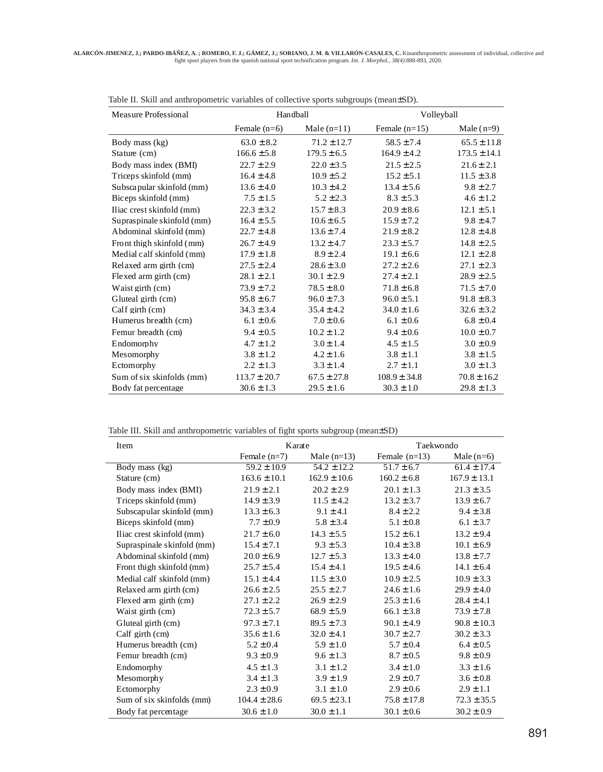Table II. Skill and anthropometric variables of collective sports subgroups (mean±SD).

| Measure Professional | Handball | | Volleyball | |
|---|---|---|---|---|
| | Female (n=6) | Male (n=11) | Female (n=15) | Male (n=9) |
| Body mass (kg) | 63.0 ± 8.2 | 71.2 ± 12.7 | 58.5 ± 7.4 | 65.5 ± 11.8 |
| Stature (cm) | 166.6 ± 5.8 | 179.5 ± 6.5 | 164.9 ± 4.2 | 173.5 ± 14.1 |
| Body mass index (BMI) | 22.7 ± 2.9 | 22.0 ± 3.5 | 21.5 ± 2.5 | 21.6 ± 2.1 |
| Triceps skinfold (mm) | 16.4 ± 4.8 | 10.9 ± 5.2 | 15.2 ± 5.1 | 11.5 ± 3.8 |
| Subscapular skinfold (mm) | 13.6 ± 4.0 | 10.3 ± 4.2 | 13.4 ± 5.6 | 9.8 ± 2.7 |
| Biceps skinfold (mm) | 7.5 ± 1.5 | 5.2 ± 2.3 | 8.3 ± 5.3 | 4.6 ± 1.2 |
| Iliac crest skinfold (mm) | 22.3 ± 3.2 | 15.7 ± 8.3 | 20.9 ± 8.6 | 12.1 ± 5.1 |
| Supraspinale skinfold (mm) | 16.4 ± 5.5 | 10.6 ± 6.5 | 15.9 ± 7.2 | 9.8 ± 4.7 |
| Abdominal skinfold (mm) | 22.7 ± 4.8 | 13.6 ± 7.4 | 21.9 ± 8.2 | 12.8 ± 4.8 |
| Front thigh skinfold (mm) | 26.7 ± 4.9 | 13.2 ± 4.7 | 23.3 ± 5.7 | 14.8 ± 2.5 |
| Medial calf skinfold (mm) | 17.9 ± 1.8 | 8.9 ± 2.4 | 19.1 ± 6.6 | 12.1 ± 2.8 |
| Relaxed arm girth (cm) | 27.5 ± 2.4 | 28.6 ± 3.0 | 27.2 ± 2.6 | 27.1 ± 2.3 |
| Flexed arm girth (cm) | 28.1 ± 2.1 | 30.1 ± 2.9 | 27.4 ± 2.1 | 28.9 ± 2.5 |
| Waist girth (cm) | 73.9 ± 7.2 | 78.5 ± 8.0 | 71.8 ± 6.8 | 71.5 ± 7.0 |
| Gluteal girth (cm) | 95.8 ± 6.7 | 96.0 ± 7.3 | 96.0 ± 5.1 | 91.8 ± 8.3 |
| Calf girth (cm) | 34.3 ± 3.4 | 35.4 ± 4.2 | 34.0 ± 1.6 | 32.6 ± 3.2 |
| Humerus breadth (cm) | 6.1 ± 0.6 | 7.0 ± 0.6 | 6.1 ± 0.6 | 6.8 ± 0.4 |
| Femur breadth (cm) | 9.4 ± 0.5 | 10.2 ± 1.2 | 9.4 ± 0.6 | 10.0 ± 0.7 |
| Endomorphy | 4.7 ± 1.2 | 3.0 ± 1.4 | 4.5 ± 1.5 | 3.0 ± 0.9 |
| Mesomorphy | 3.8 ± 1.2 | 4.2 ± 1.6 | 3.8 ± 1.1 | 3.8 ± 1.5 |
| Ectomorphy | 2.2 ± 1.3 | 3.3 ± 1.4 | 2.7 ± 1.1 | 3.0 ± 1.3 |
| Sum of six skinfolds (mm) | 113.7 ± 20.7 | 67.5 ± 27.8 | 108.9 ± 34.8 | 70.8 ± 16.2 |
| Body fat percentage | 30.6 ± 1.3 | 29.5 ± 1.6 | 30.3 ± 1.0 | 29.8 ± 1.3 |

Table III. Skill and anthropometric variables of fight sports subgroup (mean±SD)

| Item | Karate | | Taekwondo | |
|---|---|---|---|---|
| | Female (n=7) | Male (n=13) | Female (n=13) | Male (n=6) |
| Body mass (kg) | 59.2 ± 10.9 | 54.2 ± 12.2 | 51.7 ± 6.7 | 61.4 ± 17.4 |
| Stature (cm) | 163.6 ± 10.1 | 162.9 ± 10.6 | 160.2 ± 6.8 | 167.9 ± 13.1 |
| Body mass index (BMI) | 21.9 ± 2.1 | 20.2 ± 2.9 | 20.1 ± 1.3 | 21.3 ± 3.5 |
| Triceps skinfold (mm) | 14.9 ± 3.9 | 11.5 ± 4.2 | 13.2 ± 3.7 | 13.9 ± 6.7 |
| Subscapular skinfold (mm) | 13.3 ± 6.3 | 9.1 ± 4.1 | 8.4 ± 2.2 | 9.4 ± 3.8 |
| Biceps skinfold (mm) | 7.7 ± 0.9 | 5.8 ± 3.4 | 5.1 ± 0.8 | 6.1 ± 3.7 |
| Iliac crest skinfold (mm) | 21.7 ± 6.0 | 14.3 ± 5.5 | 15.2 ± 6.1 | 13.2 ± 9.4 |
| Supraspinale skinfold (mm) | 15.4 ± 7.1 | 9.3 ± 5.3 | 10.4 ± 3.8 | 10.1 ± 6.9 |
| Abdominal skinfold (mm) | 20.0 ± 6.9 | 12.7 ± 5.3 | 13.3 ± 4.0 | 13.8 ± 7.7 |
| Front thigh skinfold (mm) | 25.7 ± 5.4 | 15.4 ± 4.1 | 19.5 ± 4.6 | 14.1 ± 6.4 |
| Medial calf skinfold (mm) | 15.1 ± 4.4 | 11.5 ± 3.0 | 10.9 ± 2.5 | 10.9 ± 3.3 |
| Relaxed arm girth (cm) | 26.6 ± 2.5 | 25.5 ± 2.7 | 24.6 ± 1.6 | 29.9 ± 4.0 |
| Flexed arm girth (cm) | 27.1 ± 2.2 | 26.9 ± 2.9 | 25.3 ± 1.6 | 28.4 ± 4.1 |
| Waist girth (cm) | 72.3 ± 5.7 | 68.9 ± 5.9 | 66.1 ± 3.8 | 73.9 ± 7.8 |
| Gluteal girth (cm) | 97.3 ± 7.1 | 89.5 ± 7.3 | 90.1 ± 4.9 | 90.8 ± 10.3 |
| Calf girth (cm) | 35.6 ± 1.6 | 32.0 ± 4.1 | 30.7 ± 2.7 | 30.2 ± 3.3 |
| Humerus breadth (cm) | 5.2 ± 0.4 | 5.9 ± 1.0 | 5.7 ± 0.4 | 6.4 ± 0.5 |
| Femur breadth (cm) | 9.3 ± 0.9 | 9.6 ± 1.3 | 8.7 ± 0.5 | 9.8 ± 0.9 |
| Endomorphy | 4.5 ± 1.3 | 3.1 ± 1.2 | 3.4 ± 1.0 | 3.3 ± 1.6 |
| Mesomorphy | 3.4 ± 1.3 | 3.9 ± 1.9 | 2.9 ± 0.7 | 3.6 ± 0.8 |
| Ectomorphy | 2.3 ± 0.9 | 3.1 ± 1.0 | 2.9 ± 0.6 | 2.9 ± 1.1 |
| Sum of six skinfolds (mm) | 104.4 ± 28.6 | 69.5 ± 23.1 | 75.8 ± 17.8 | 72.3 ± 35.5 |
| Body fat percentage | 30.6 ± 1.0 | 30.0 ± 1.1 | 30.1 ± 0.6 | 30.2 ± 0.9 |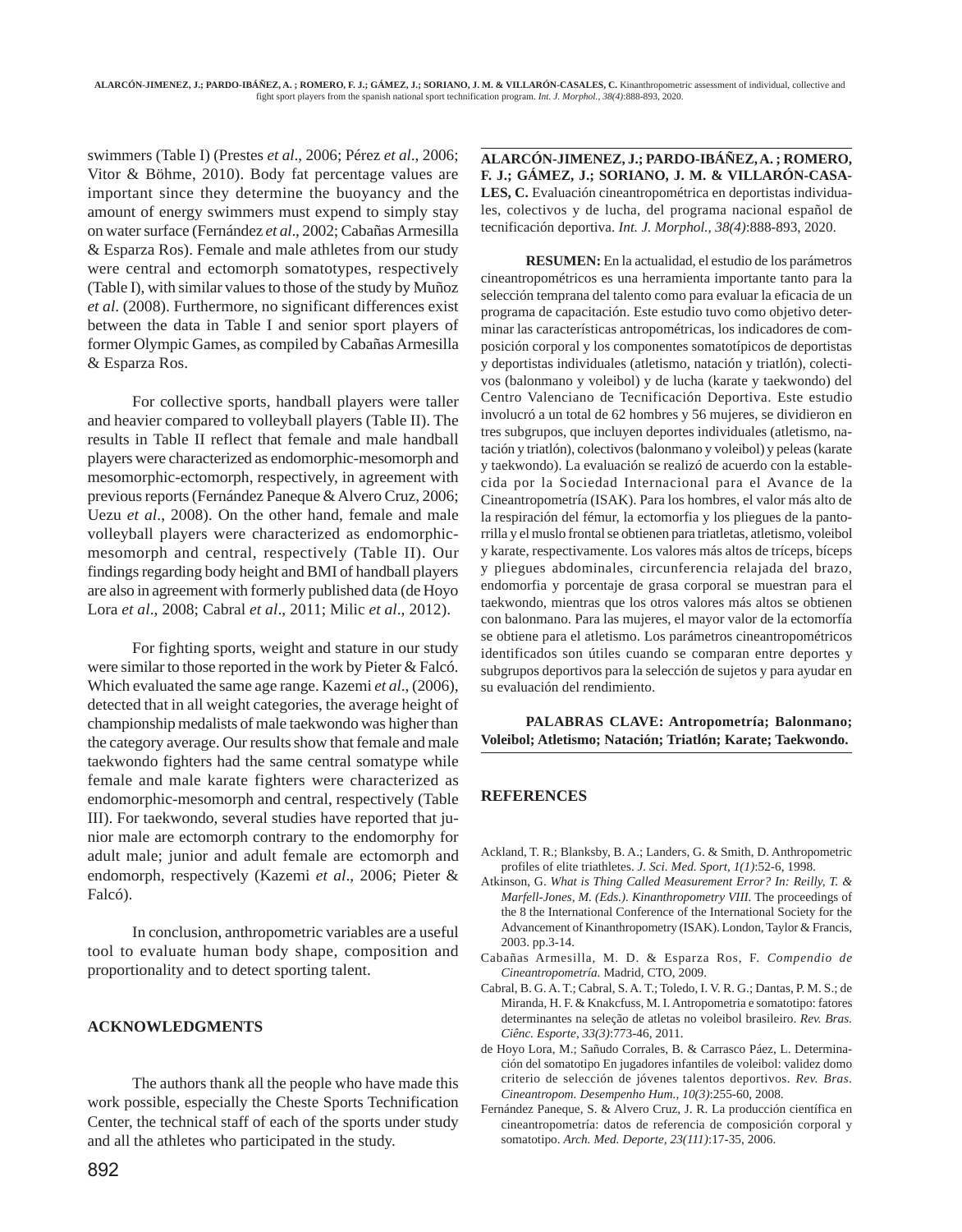swimmers (Table I) (Prestes *et al*., 2006; Pérez *et al*., 2006; Vitor & Böhme, 2010). Body fat percentage values are important since they determine the buoyancy and the amount of energy swimmers must expend to simply stay on water surface (Fernández *et al*., 2002; Cabañas Armesilla & Esparza Ros). Female and male athletes from our study were central and ectomorph somatotypes, respectively (Table I), with similar values to those of the study by Muñoz *et al*. (2008). Furthermore, no significant differences exist between the data in Table I and senior sport players of former Olympic Games, as compiled by Cabañas Armesilla & Esparza Ros.

For collective sports, handball players were taller and heavier compared to volleyball players (Table II). The results in Table II reflect that female and male handball players were characterized as endomorphic-mesomorph and mesomorphic-ectomorph, respectively, in agreement with previous reports (Fernández Paneque & Alvero Cruz, 2006; Uezu *et al*., 2008). On the other hand, female and male volleyball players were characterized as endomorphic-mesomorph and central, respectively (Table II). Our findings regarding body height and BMI of handball players are also in agreement with formerly published data (de Hoyo Lora *et al*., 2008; Cabral *et al*., 2011; Milic *et al*., 2012).

For fighting sports, weight and stature in our study were similar to those reported in the work by Pieter & Falcó. Which evaluated the same age range. Kazemi *et al*., (2006), detected that in all weight categories, the average height of championship medalists of male taekwondo was higher than the category average. Our results show that female and male taekwondo fighters had the same central somatype while female and male karate fighters were characterized as endomorphic-mesomorph and central, respectively (Table III). For taekwondo, several studies have reported that junior male are ectomorph contrary to the endomorphy for adult male; junior and adult female are ectomorph and endomorph, respectively (Kazemi *et al*., 2006; Pieter & Falcó).

In conclusion, anthropometric variables are a useful tool to evaluate human body shape, composition and proportionality and to detect sporting talent.

## ACKNOWLEDGMENTS

The authors thank all the people who have made this work possible, especially the Cheste Sports Technification Center, the technical staff of each of the sports under study and all the athletes who participated in the study.

**ALARCÓN-JIMENEZ, J.; PARDO-IBÁÑEZ, A. ; ROMERO, F. J.; GÁMEZ, J.; SORIANO, J. M. & VILLARÓN-CASALES, C.** Evaluación cineantropométrica en deportistas individuales, colectivos y de lucha, del programa nacional español de tecnificación deportiva. *Int. J. Morphol., 38(4)*:888-893, 2020.

**RESUMEN:** En la actualidad, el estudio de los parámetros cineantropométricos es una herramienta importante tanto para la selección temprana del talento como para evaluar la eficacia de un programa de capacitación. Este estudio tuvo como objetivo determinar las características antropométricas, los indicadores de composición corporal y los componentes somatotípicos de deportistas y deportistas individuales (atletismo, natación y triatlón), colectivos (balonmano y voleibol) y de lucha (karate y taekwondo) del Centro Valenciano de Tecnificación Deportiva. Este estudio involucró a un total de 62 hombres y 56 mujeres, se dividieron en tres subgrupos, que incluyen deportes individuales (atletismo, natación y triatlón), colectivos (balonmano y voleibol) y peleas (karate y taekwondo). La evaluación se realizó de acuerdo con la establecida por la Sociedad Internacional para el Avance de la Cineantropometría (ISAK). Para los hombres, el valor más alto de la respiración del fémur, la ectomorfia y los pliegues de la pantorrilla y el muslo frontal se obtienen para triatletas, atletismo, voleibol y karate, respectivamente. Los valores más altos de tríceps, bíceps y pliegues abdominales, circunferencia relajada del brazo, endomorfia y porcentaje de grasa corporal se muestran para el taekwondo, mientras que los otros valores más altos se obtienen con balonmano. Para las mujeres, el mayor valor de la ectomorfía se obtiene para el atletismo. Los parámetros cineantropométricos identificados son útiles cuando se comparan entre deportes y subgrupos deportivos para la selección de sujetos y para ayudar en su evaluación del rendimiento.

**PALABRAS CLAVE: Antropometría; Balonmano; Voleibol; Atletismo; Natación; Triatlón; Karate; Taekwondo.**

## REFERENCES

Ackland, T. R.; Blanksby, B. A.; Landers, G. & Smith, D. Anthropometric profiles of elite triathletes. *J. Sci. Med. Sport, 1(1)*:52-6, 1998.

Atkinson, G. *What is Thing Called Measurement Error? In: Reilly, T. & Marfell-Jones, M. (Eds.). Kinanthropometry VIII.* The proceedings of the 8 the International Conference of the International Society for the Advancement of Kinanthropometry (ISAK). London, Taylor & Francis, 2003. pp.3-14.

Cabañas Armesilla, M. D. & Esparza Ros, F. *Compendio de Cineantropometría.* Madrid, CTO, 2009.

Cabral, B. G. A. T.; Cabral, S. A. T.; Toledo, I. V. R. G.; Dantas, P. M. S.; de Miranda, H. F. & Knakcfuss, M. I. Antropometria e somatotipo: fatores determinantes na seleção de atletas no voleibol brasileiro. *Rev. Bras. Ciênc. Esporte, 33(3)*:773-46, 2011.

de Hoyo Lora, M.; Sañudo Corrales, B. & Carrasco Páez, L. Determinación del somatotipo En jugadores infantiles de voleibol: validez domo criterio de selección de jóvenes talentos deportivos. *Rev. Bras. Cineantropom. Desempenho Hum., 10(3)*:255-60, 2008.

Fernández Paneque, S. & Alvero Cruz, J. R. La producción científica en cineantropometría: datos de referencia de composición corporal y somatotipo. *Arch. Med. Deporte, 23(111)*:17-35, 2006.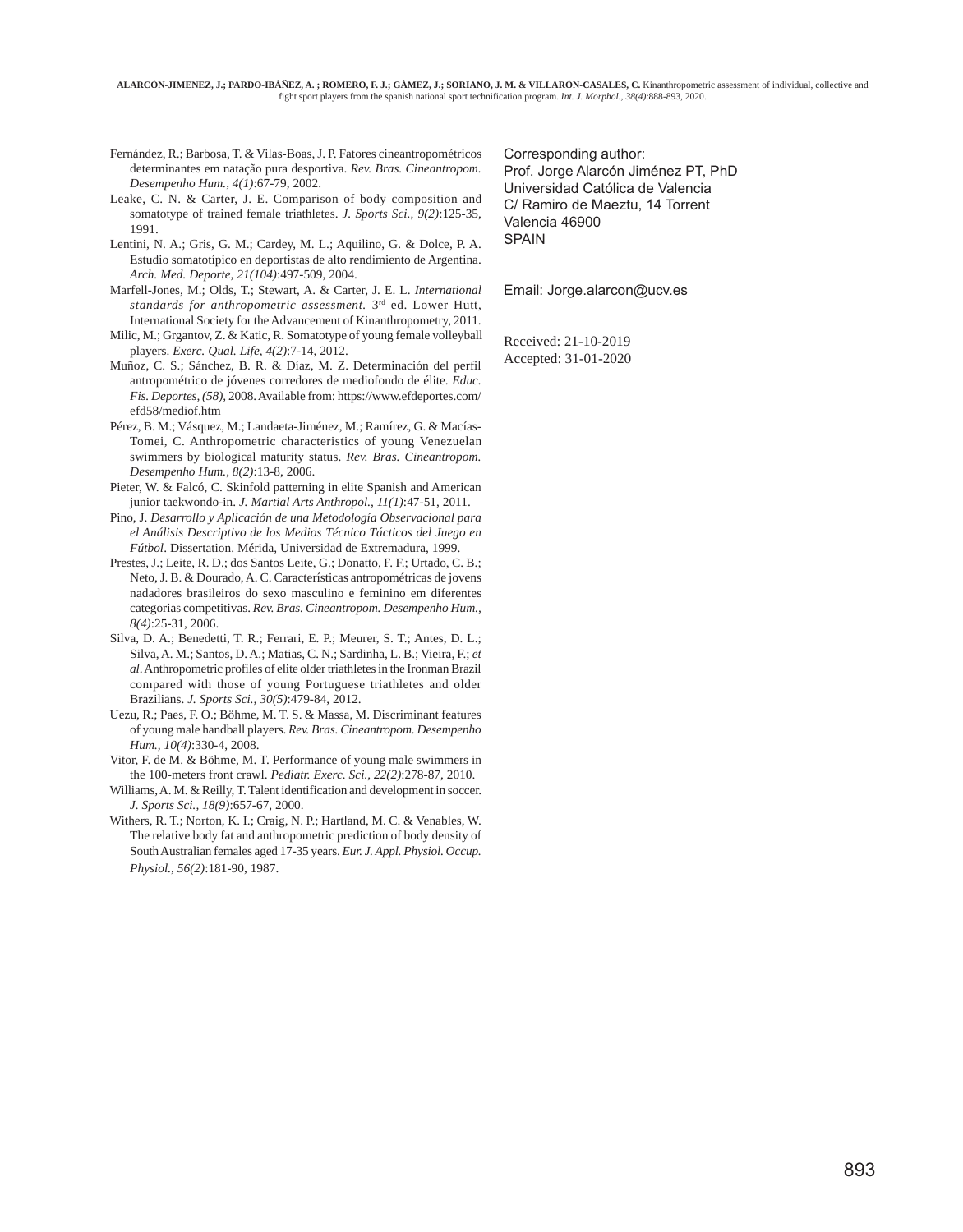Fernández, R.; Barbosa, T. & Vilas-Boas, J. P. Fatores cineantropométricos determinantes em natação pura desportiva. *Rev. Bras. Cineantropom. Desempenho Hum., 4(1)*:67-79, 2002.

Leake, C. N. & Carter, J. E. Comparison of body composition and somatotype of trained female triathletes. *J. Sports Sci., 9(2)*:125-35, 1991.

Lentini, N. A.; Gris, G. M.; Cardey, M. L.; Aquilino, G. & Dolce, P. A. Estudio somatotípico en deportistas de alto rendimiento de Argentina. *Arch. Med. Deporte, 21(104)*:497-509, 2004.

Marfell-Jones, M.; Olds, T.; Stewart, A. & Carter, J. E. L. *International standards for anthropometric assessment.* 3rd ed. Lower Hutt, International Society for the Advancement of Kinanthropometry, 2011.

Milic, M.; Grgantov, Z. & Katic, R. Somatotype of young female volleyball players. *Exerc. Qual. Life, 4(2)*:7-14, 2012.

Muñoz, C. S.; Sánchez, B. R. & Díaz, M. Z. Determinación del perfil antropométrico de jóvenes corredores de mediofondo de élite. *Educ. Fis. Deportes, (58)*, 2008. Available from: https://www.efdeportes.com/efd58/mediof.htm

Pérez, B. M.; Vásquez, M.; Landaeta-Jiménez, M.; Ramírez, G. & Macías-Tomei, C. Anthropometric characteristics of young Venezuelan swimmers by biological maturity status. *Rev. Bras. Cineantropom. Desempenho Hum., 8(2)*:13-8, 2006.

Pieter, W. & Falcó, C. Skinfold patterning in elite Spanish and American junior taekwondo-in. *J. Martial Arts Anthropol., 11(1)*:47-51, 2011.

Pino, J. *Desarrollo y Aplicación de una Metodología Observacional para el Análisis Descriptivo de los Medios Técnico Tácticos del Juego en Fútbol*. Dissertation. Mérida, Universidad de Extremadura, 1999.

Prestes, J.; Leite, R. D.; dos Santos Leite, G.; Donatto, F. F.; Urtado, C. B.; Neto, J. B. & Dourado, A. C. Características antropométricas de jovens nadadores brasileiros do sexo masculino e feminino em diferentes categorias competitivas. *Rev. Bras. Cineantropom. Desempenho Hum., 8(4)*:25-31, 2006.

Silva, D. A.; Benedetti, T. R.; Ferrari, E. P.; Meurer, S. T.; Antes, D. L.; Silva, A. M.; Santos, D. A.; Matias, C. N.; Sardinha, L. B.; Vieira, F.; *et al*. Anthropometric profiles of elite older triathletes in the Ironman Brazil compared with those of young Portuguese triathletes and older Brazilians. *J. Sports Sci., 30(5)*:479-84, 2012.

Uezu, R.; Paes, F. O.; Böhme, M. T. S. & Massa, M. Discriminant features of young male handball players. *Rev. Bras. Cineantropom. Desempenho Hum., 10(4)*:330-4, 2008.

Vitor, F. de M. & Böhme, M. T. Performance of young male swimmers in the 100-meters front crawl. *Pediatr. Exerc. Sci., 22(2)*:278-87, 2010.

Williams, A. M. & Reilly, T. Talent identification and development in soccer. *J. Sports Sci., 18(9)*:657-67, 2000.

Withers, R. T.; Norton, K. I.; Craig, N. P.; Hartland, M. C. & Venables, W. The relative body fat and anthropometric prediction of body density of South Australian females aged 17-35 years. *Eur. J. Appl. Physiol. Occup. Physiol., 56(2)*:181-90, 1987.

Corresponding author:
Prof. Jorge Alarcón Jiménez PT, PhD
Universidad Católica de Valencia
C/ Ramiro de Maeztu, 14 Torrent
Valencia 46900
SPAIN

Email: Jorge.alarcon@ucv.es

Received: 21-10-2019
Accepted: 31-01-2020